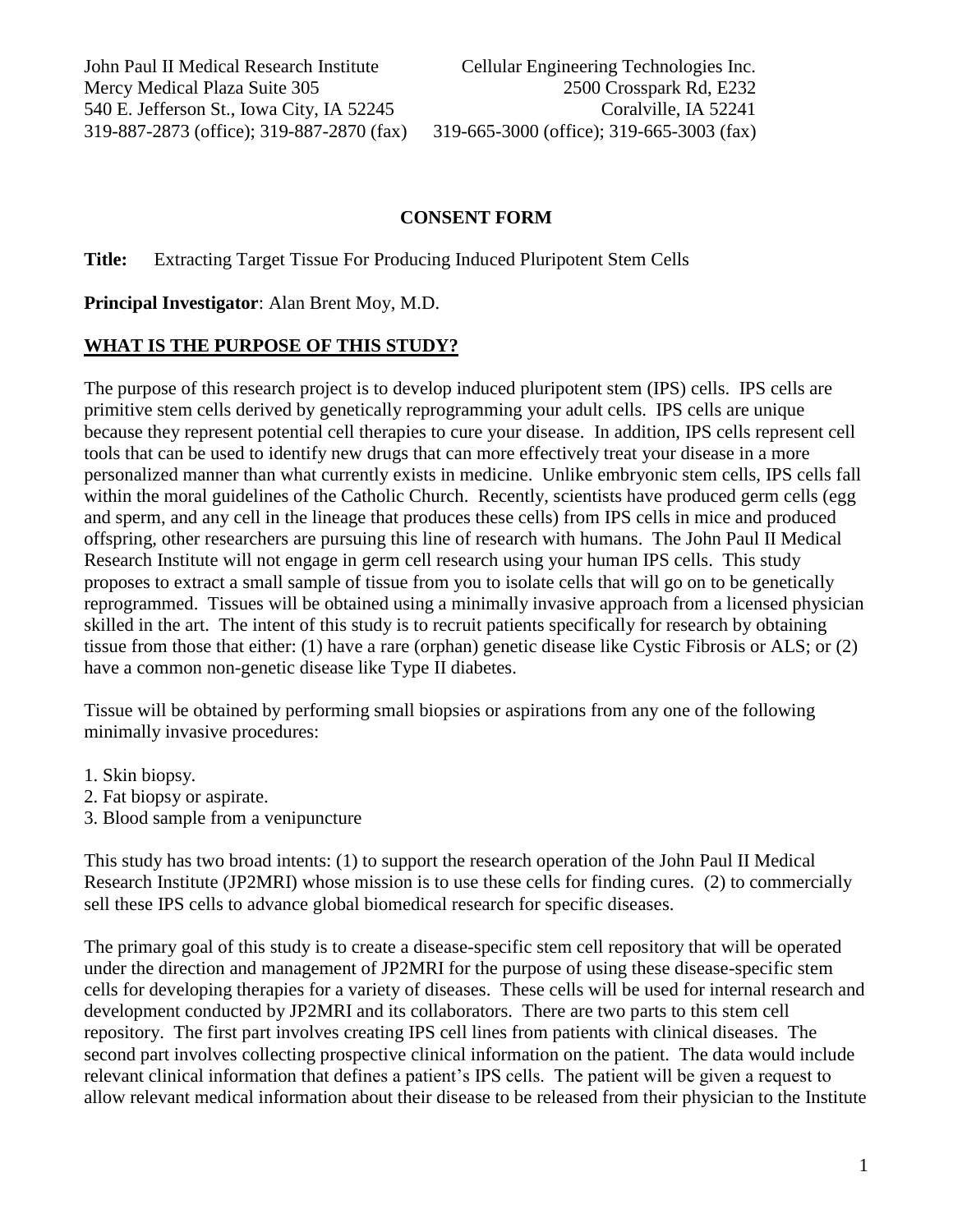John Paul II Medical Research Institute
Mercy Medical Plaza Suite 305
540 E. Jefferson St., Iowa City, IA 52245
319-887-2873 (office); 319-887-2870 (fax)

Cellular Engineering Technologies Inc.
2500 Crosspark Rd, E232
Coralville, IA 52241
319-665-3000 (office); 319-665-3003 (fax)

## CONSENT FORM

**Title:** Extracting Target Tissue For Producing Induced Pluripotent Stem Cells

**Principal Investigator**: Alan Brent Moy, M.D.

### WHAT IS THE PURPOSE OF THIS STUDY?

The purpose of this research project is to develop induced pluripotent stem (IPS) cells. IPS cells are primitive stem cells derived by genetically reprogramming your adult cells. IPS cells are unique because they represent potential cell therapies to cure your disease. In addition, IPS cells represent cell tools that can be used to identify new drugs that can more effectively treat your disease in a more personalized manner than what currently exists in medicine. Unlike embryonic stem cells, IPS cells fall within the moral guidelines of the Catholic Church. Recently, scientists have produced germ cells (egg and sperm, and any cell in the lineage that produces these cells) from IPS cells in mice and produced offspring, other researchers are pursuing this line of research with humans. The John Paul II Medical Research Institute will not engage in germ cell research using your human IPS cells. This study proposes to extract a small sample of tissue from you to isolate cells that will go on to be genetically reprogrammed. Tissues will be obtained using a minimally invasive approach from a licensed physician skilled in the art. The intent of this study is to recruit patients specifically for research by obtaining tissue from those that either: (1) have a rare (orphan) genetic disease like Cystic Fibrosis or ALS; or (2) have a common non-genetic disease like Type II diabetes.

Tissue will be obtained by performing small biopsies or aspirations from any one of the following minimally invasive procedures:

1. Skin biopsy.
2. Fat biopsy or aspirate.
3. Blood sample from a venipuncture

This study has two broad intents: (1) to support the research operation of the John Paul II Medical Research Institute (JP2MRI) whose mission is to use these cells for finding cures. (2) to commercially sell these IPS cells to advance global biomedical research for specific diseases.

The primary goal of this study is to create a disease-specific stem cell repository that will be operated under the direction and management of JP2MRI for the purpose of using these disease-specific stem cells for developing therapies for a variety of diseases. These cells will be used for internal research and development conducted by JP2MRI and its collaborators. There are two parts to this stem cell repository. The first part involves creating IPS cell lines from patients with clinical diseases. The second part involves collecting prospective clinical information on the patient. The data would include relevant clinical information that defines a patient's IPS cells. The patient will be given a request to allow relevant medical information about their disease to be released from their physician to the Institute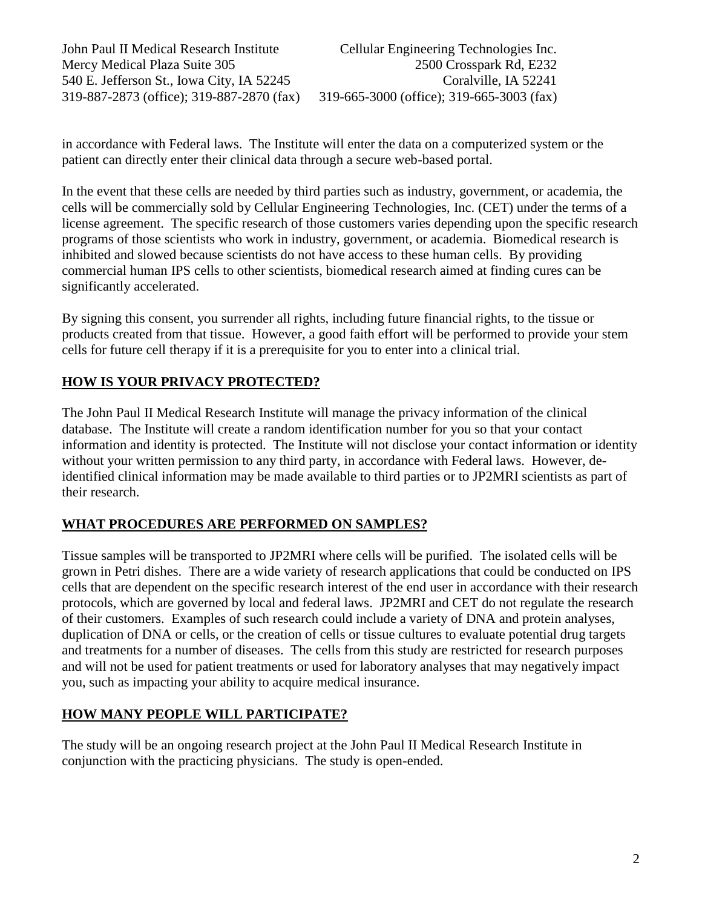in accordance with Federal laws. The Institute will enter the data on a computerized system or the patient can directly enter their clinical data through a secure web-based portal.

In the event that these cells are needed by third parties such as industry, government, or academia, the cells will be commercially sold by Cellular Engineering Technologies, Inc. (CET) under the terms of a license agreement. The specific research of those customers varies depending upon the specific research programs of those scientists who work in industry, government, or academia. Biomedical research is inhibited and slowed because scientists do not have access to these human cells. By providing commercial human IPS cells to other scientists, biomedical research aimed at finding cures can be significantly accelerated.

By signing this consent, you surrender all rights, including future financial rights, to the tissue or products created from that tissue. However, a good faith effort will be performed to provide your stem cells for future cell therapy if it is a prerequisite for you to enter into a clinical trial.

## HOW IS YOUR PRIVACY PROTECTED?

The John Paul II Medical Research Institute will manage the privacy information of the clinical database. The Institute will create a random identification number for you so that your contact information and identity is protected. The Institute will not disclose your contact information or identity without your written permission to any third party, in accordance with Federal laws. However, de-identified clinical information may be made available to third parties or to JP2MRI scientists as part of their research.

## WHAT PROCEDURES ARE PERFORMED ON SAMPLES?

Tissue samples will be transported to JP2MRI where cells will be purified. The isolated cells will be grown in Petri dishes. There are a wide variety of research applications that could be conducted on IPS cells that are dependent on the specific research interest of the end user in accordance with their research protocols, which are governed by local and federal laws. JP2MRI and CET do not regulate the research of their customers. Examples of such research could include a variety of DNA and protein analyses, duplication of DNA or cells, or the creation of cells or tissue cultures to evaluate potential drug targets and treatments for a number of diseases. The cells from this study are restricted for research purposes and will not be used for patient treatments or used for laboratory analyses that may negatively impact you, such as impacting your ability to acquire medical insurance.

## HOW MANY PEOPLE WILL PARTICIPATE?

The study will be an ongoing research project at the John Paul II Medical Research Institute in conjunction with the practicing physicians. The study is open-ended.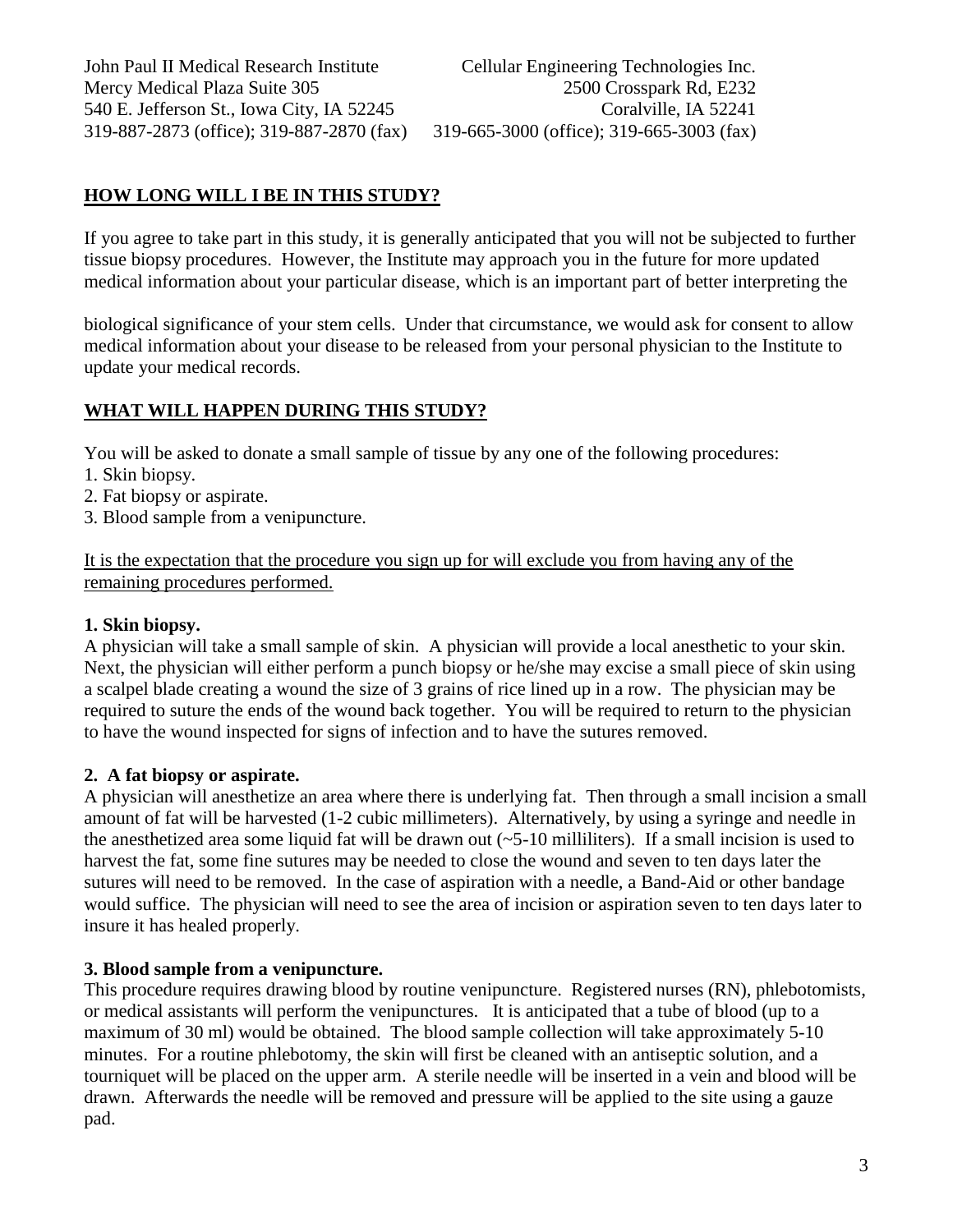## HOW LONG WILL I BE IN THIS STUDY?

If you agree to take part in this study, it is generally anticipated that you will not be subjected to further tissue biopsy procedures. However, the Institute may approach you in the future for more updated medical information about your particular disease, which is an important part of better interpreting the biological significance of your stem cells. Under that circumstance, we would ask for consent to allow medical information about your disease to be released from your personal physician to the Institute to update your medical records.

## WHAT WILL HAPPEN DURING THIS STUDY?

You will be asked to donate a small sample of tissue by any one of the following procedures:

1. Skin biopsy.
2. Fat biopsy or aspirate.
3. Blood sample from a venipuncture.

It is the expectation that the procedure you sign up for will exclude you from having any of the remaining procedures performed.

**1. Skin biopsy.**

A physician will take a small sample of skin. A physician will provide a local anesthetic to your skin. Next, the physician will either perform a punch biopsy or he/she may excise a small piece of skin using a scalpel blade creating a wound the size of 3 grains of rice lined up in a row. The physician may be required to suture the ends of the wound back together. You will be required to return to the physician to have the wound inspected for signs of infection and to have the sutures removed.

**2. A fat biopsy or aspirate.**

A physician will anesthetize an area where there is underlying fat. Then through a small incision a small amount of fat will be harvested (1-2 cubic millimeters). Alternatively, by using a syringe and needle in the anesthetized area some liquid fat will be drawn out (~5-10 milliliters). If a small incision is used to harvest the fat, some fine sutures may be needed to close the wound and seven to ten days later the sutures will need to be removed. In the case of aspiration with a needle, a Band-Aid or other bandage would suffice. The physician will need to see the area of incision or aspiration seven to ten days later to insure it has healed properly.

**3. Blood sample from a venipuncture.**

This procedure requires drawing blood by routine venipuncture. Registered nurses (RN), phlebotomists, or medical assistants will perform the venipunctures. It is anticipated that a tube of blood (up to a maximum of 30 ml) would be obtained. The blood sample collection will take approximately 5-10 minutes. For a routine phlebotomy, the skin will first be cleaned with an antiseptic solution, and a tourniquet will be placed on the upper arm. A sterile needle will be inserted in a vein and blood will be drawn. Afterwards the needle will be removed and pressure will be applied to the site using a gauze pad.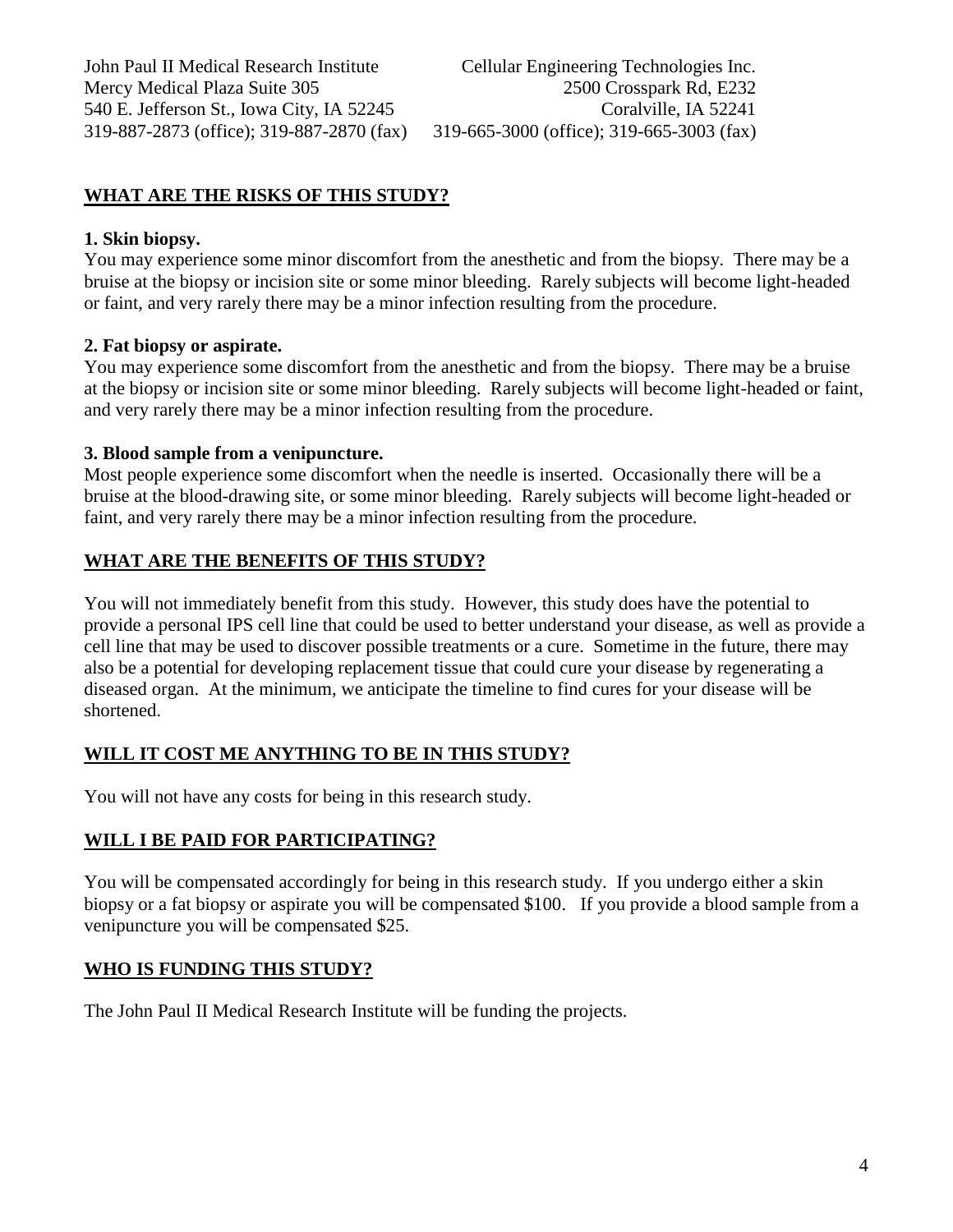John Paul II Medical Research Institute
Mercy Medical Plaza Suite 305
540 E. Jefferson St., Iowa City, IA 52245
319-887-2873 (office); 319-887-2870 (fax)

Cellular Engineering Technologies Inc.
2500 Crosspark Rd, E232
Coralville, IA 52241
319-665-3000 (office); 319-665-3003 (fax)

## WHAT ARE THE RISKS OF THIS STUDY?

**1. Skin biopsy.**
You may experience some minor discomfort from the anesthetic and from the biopsy. There may be a bruise at the biopsy or incision site or some minor bleeding. Rarely subjects will become light-headed or faint, and very rarely there may be a minor infection resulting from the procedure.

**2. Fat biopsy or aspirate.**
You may experience some discomfort from the anesthetic and from the biopsy. There may be a bruise at the biopsy or incision site or some minor bleeding. Rarely subjects will become light-headed or faint, and very rarely there may be a minor infection resulting from the procedure.

**3. Blood sample from a venipuncture.**
Most people experience some discomfort when the needle is inserted. Occasionally there will be a bruise at the blood-drawing site, or some minor bleeding. Rarely subjects will become light-headed or faint, and very rarely there may be a minor infection resulting from the procedure.

## WHAT ARE THE BENEFITS OF THIS STUDY?

You will not immediately benefit from this study. However, this study does have the potential to provide a personal IPS cell line that could be used to better understand your disease, as well as provide a cell line that may be used to discover possible treatments or a cure. Sometime in the future, there may also be a potential for developing replacement tissue that could cure your disease by regenerating a diseased organ. At the minimum, we anticipate the timeline to find cures for your disease will be shortened.

## WILL IT COST ME ANYTHING TO BE IN THIS STUDY?

You will not have any costs for being in this research study.

## WILL I BE PAID FOR PARTICIPATING?

You will be compensated accordingly for being in this research study. If you undergo either a skin biopsy or a fat biopsy or aspirate you will be compensated $100. If you provide a blood sample from a venipuncture you will be compensated $25.

## WHO IS FUNDING THIS STUDY?

The John Paul II Medical Research Institute will be funding the projects.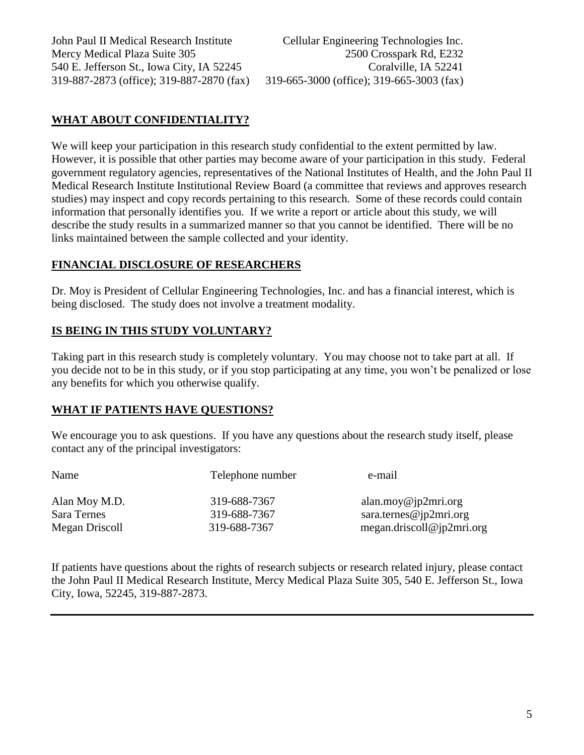John Paul II Medical Research Institute
Mercy Medical Plaza Suite 305
540 E. Jefferson St., Iowa City, IA 52245
319-887-2873 (office); 319-887-2870 (fax)

Cellular Engineering Technologies Inc.
2500 Crosspark Rd, E232
Coralville, IA 52241
319-665-3000 (office); 319-665-3003 (fax)

## WHAT ABOUT CONFIDENTIALITY?

We will keep your participation in this research study confidential to the extent permitted by law. However, it is possible that other parties may become aware of your participation in this study. Federal government regulatory agencies, representatives of the National Institutes of Health, and the John Paul II Medical Research Institute Institutional Review Board (a committee that reviews and approves research studies) may inspect and copy records pertaining to this research. Some of these records could contain information that personally identifies you. If we write a report or article about this study, we will describe the study results in a summarized manner so that you cannot be identified. There will be no links maintained between the sample collected and your identity.

## FINANCIAL DISCLOSURE OF RESEARCHERS

Dr. Moy is President of Cellular Engineering Technologies, Inc. and has a financial interest, which is being disclosed. The study does not involve a treatment modality.

## IS BEING IN THIS STUDY VOLUNTARY?

Taking part in this research study is completely voluntary. You may choose not to take part at all. If you decide not to be in this study, or if you stop participating at any time, you won't be penalized or lose any benefits for which you otherwise qualify.

## WHAT IF PATIENTS HAVE QUESTIONS?

We encourage you to ask questions. If you have any questions about the research study itself, please contact any of the principal investigators:

| Name | Telephone number | e-mail |
|---|---|---|
| Alan Moy M.D. | 319-688-7367 | alan.moy@jp2mri.org |
| Sara Ternes | 319-688-7367 | sara.ternes@jp2mri.org |
| Megan Driscoll | 319-688-7367 | megan.driscoll@jp2mri.org |

If patients have questions about the rights of research subjects or research related injury, please contact the John Paul II Medical Research Institute, Mercy Medical Plaza Suite 305, 540 E. Jefferson St., Iowa City, Iowa, 52245, 319-887-2873.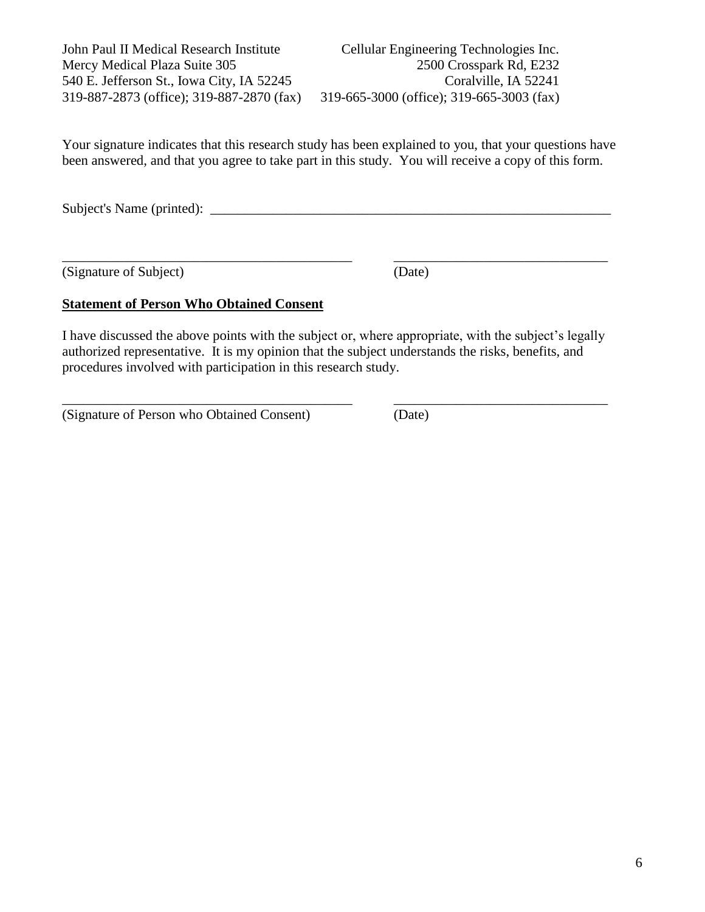John Paul II Medical Research Institute
Mercy Medical Plaza Suite 305
540 E. Jefferson St., Iowa City, IA 52245
319-887-2873 (office); 319-887-2870 (fax)

Cellular Engineering Technologies Inc.
2500 Crosspark Rd, E232
Coralville, IA 52241
319-665-3000 (office); 319-665-3003 (fax)

Your signature indicates that this research study has been explained to you, that your questions have been answered, and that you agree to take part in this study. You will receive a copy of this form.

Subject's Name (printed): ___________________________________________________________

___________________________________________ ________________________________
(Signature of Subject) (Date)

**Statement of Person Who Obtained Consent**

I have discussed the above points with the subject or, where appropriate, with the subject's legally authorized representative. It is my opinion that the subject understands the risks, benefits, and procedures involved with participation in this research study.

___________________________________________ ________________________________
(Signature of Person who Obtained Consent) (Date)